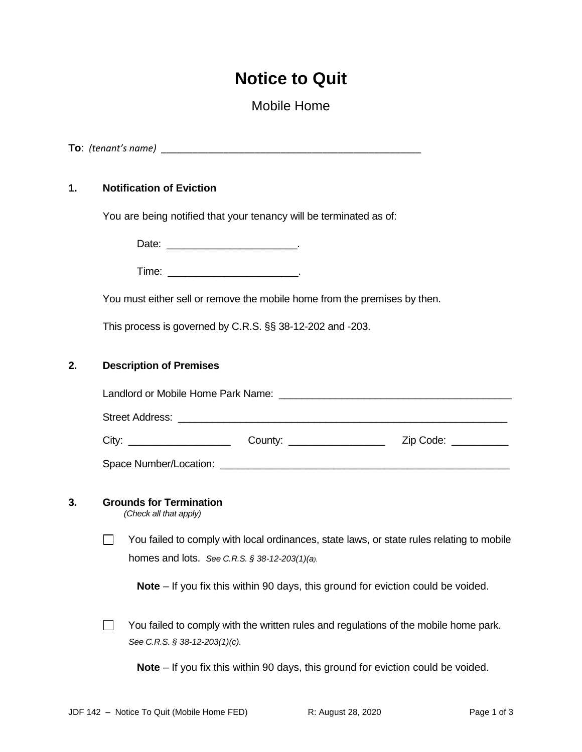# Notice to Quit

Mobile Home

**To**: *(tenant's name)* ______________________________________________

## 1. Notification of Eviction

You are being notified that your tenancy will be terminated as of:

Date: ______________________.

Time: ______________________.

You must either sell or remove the mobile home from the premises by then.

This process is governed by C.R.S. §§ 38-12-202 and -203.

## 2. Description of Premises

Landlord or Mobile Home Park Name: ________________________________________

Street Address: ___________________________________________________________

City: _________________ County: ________________ Zip Code: __________

Space Number/Location: ____________________________________________________

## 3. Grounds for Termination

*(Check all that apply)*

☐ You failed to comply with local ordinances, state laws, or state rules relating to mobile homes and lots. *See C.R.S. § 38-12-203(1)(a).*

**Note** – If you fix this within 90 days, this ground for eviction could be voided.

☐ You failed to comply with the written rules and regulations of the mobile home park. *See C.R.S. § 38-12-203(1)(c).*

**Note** – If you fix this within 90 days, this ground for eviction could be voided.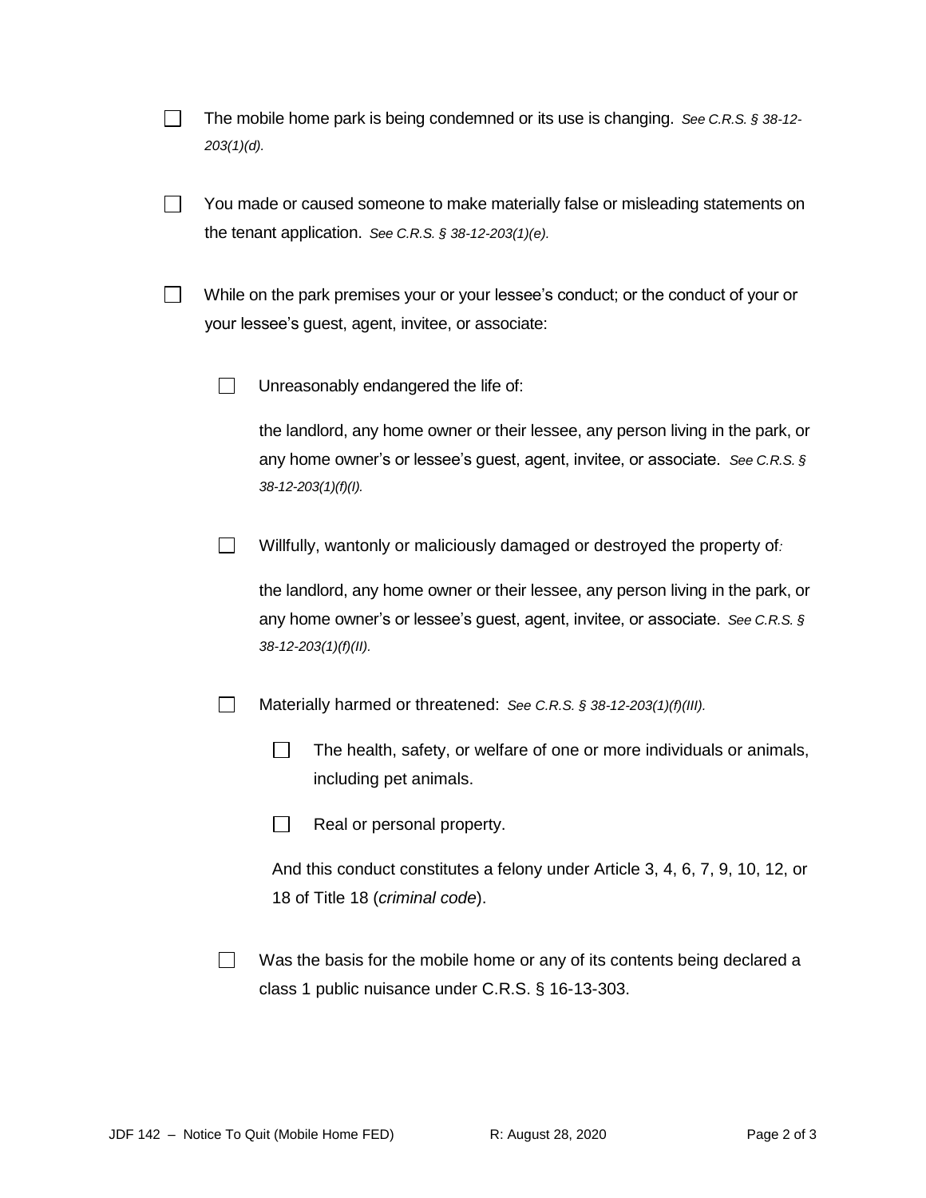- [ ] The mobile home park is being condemned or its use is changing. *See C.R.S. § 38-12-203(1)(d).*

- [ ] You made or caused someone to make materially false or misleading statements on the tenant application. *See C.R.S. § 38-12-203(1)(e).*

- [ ] While on the park premises your or your lessee's conduct; or the conduct of your or your lessee's guest, agent, invitee, or associate:

    - [ ] Unreasonably endangered the life of:

      the landlord, any home owner or their lessee, any person living in the park, or any home owner's or lessee's guest, agent, invitee, or associate. *See C.R.S. § 38-12-203(1)(f)(I).*

    - [ ] Willfully, wantonly or maliciously damaged or destroyed the property of:

      the landlord, any home owner or their lessee, any person living in the park, or any home owner's or lessee's guest, agent, invitee, or associate. *See C.R.S. § 38-12-203(1)(f)(II).*

    - [ ] Materially harmed or threatened: *See C.R.S. § 38-12-203(1)(f)(III).*

        - [ ] The health, safety, or welfare of one or more individuals or animals, including pet animals.

        - [ ] Real or personal property.

      And this conduct constitutes a felony under Article 3, 4, 6, 7, 9, 10, 12, or 18 of Title 18 (*criminal code*).

    - [ ] Was the basis for the mobile home or any of its contents being declared a class 1 public nuisance under C.R.S. § 16-13-303.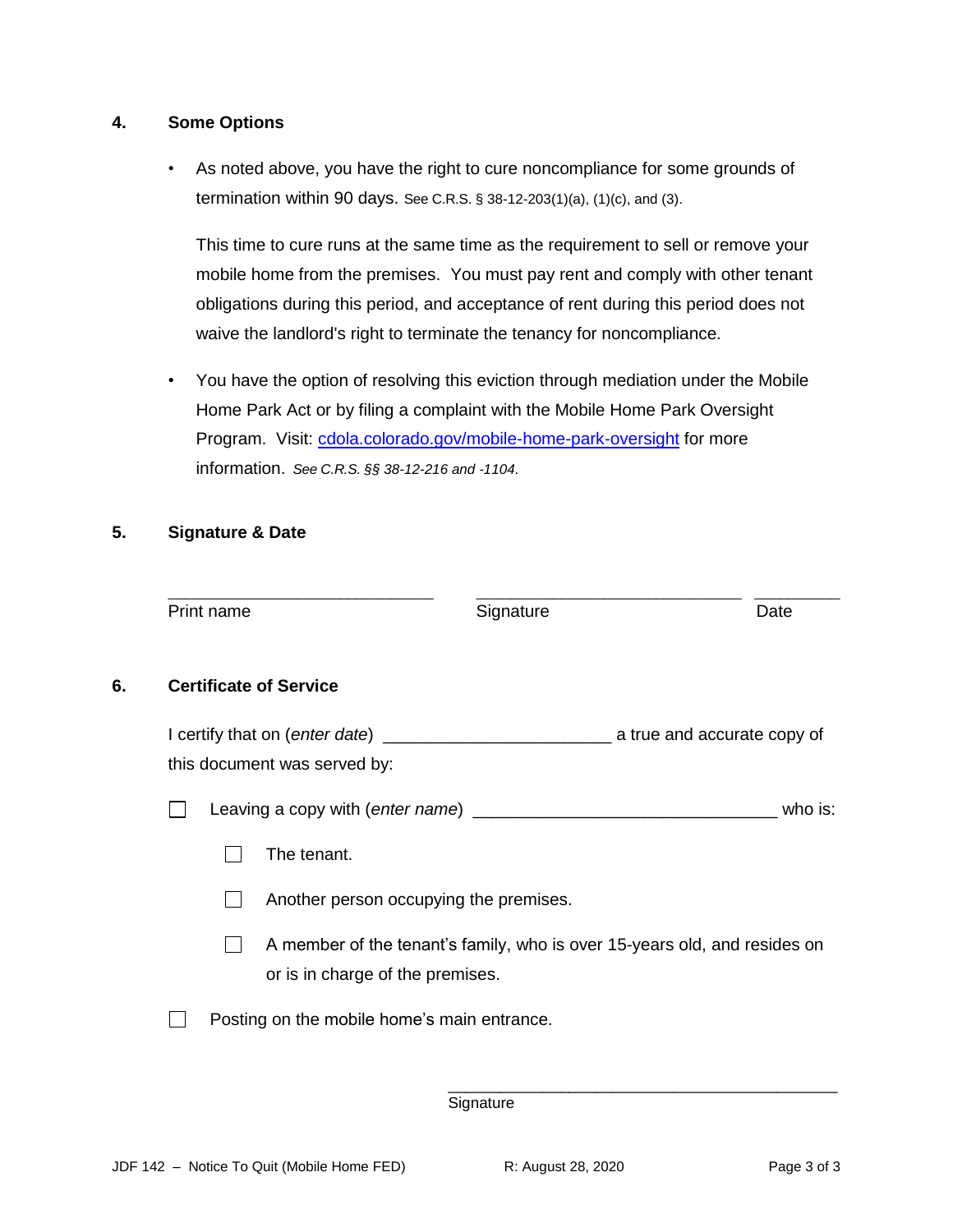## 4. Some Options

- As noted above, you have the right to cure noncompliance for some grounds of termination within 90 days. See C.R.S. § 38-12-203(1)(a), (1)(c), and (3).

  This time to cure runs at the same time as the requirement to sell or remove your mobile home from the premises. You must pay rent and comply with other tenant obligations during this period, and acceptance of rent during this period does not waive the landlord's right to terminate the tenancy for noncompliance.

- You have the option of resolving this eviction through mediation under the Mobile Home Park Act or by filing a complaint with the Mobile Home Park Oversight Program. Visit: cdola.colorado.gov/mobile-home-park-oversight for more information. *See C.R.S. §§ 38-12-216 and -1104.*

## 5. Signature & Date

____________________________ ____________________________ _________
Print name Signature Date

## 6. Certificate of Service

I certify that on (*enter date*) ______________________ a true and accurate copy of this document was served by:

☐ Leaving a copy with (*enter name*) ______________________________ who is:

  ☐ The tenant.

  ☐ Another person occupying the premises.

  ☐ A member of the tenant's family, who is over 15-years old, and resides on or is in charge of the premises.

☐ Posting on the mobile home's main entrance.

________________________________________
Signature

JDF 142 – Notice To Quit (Mobile Home FED) R: August 28, 2020